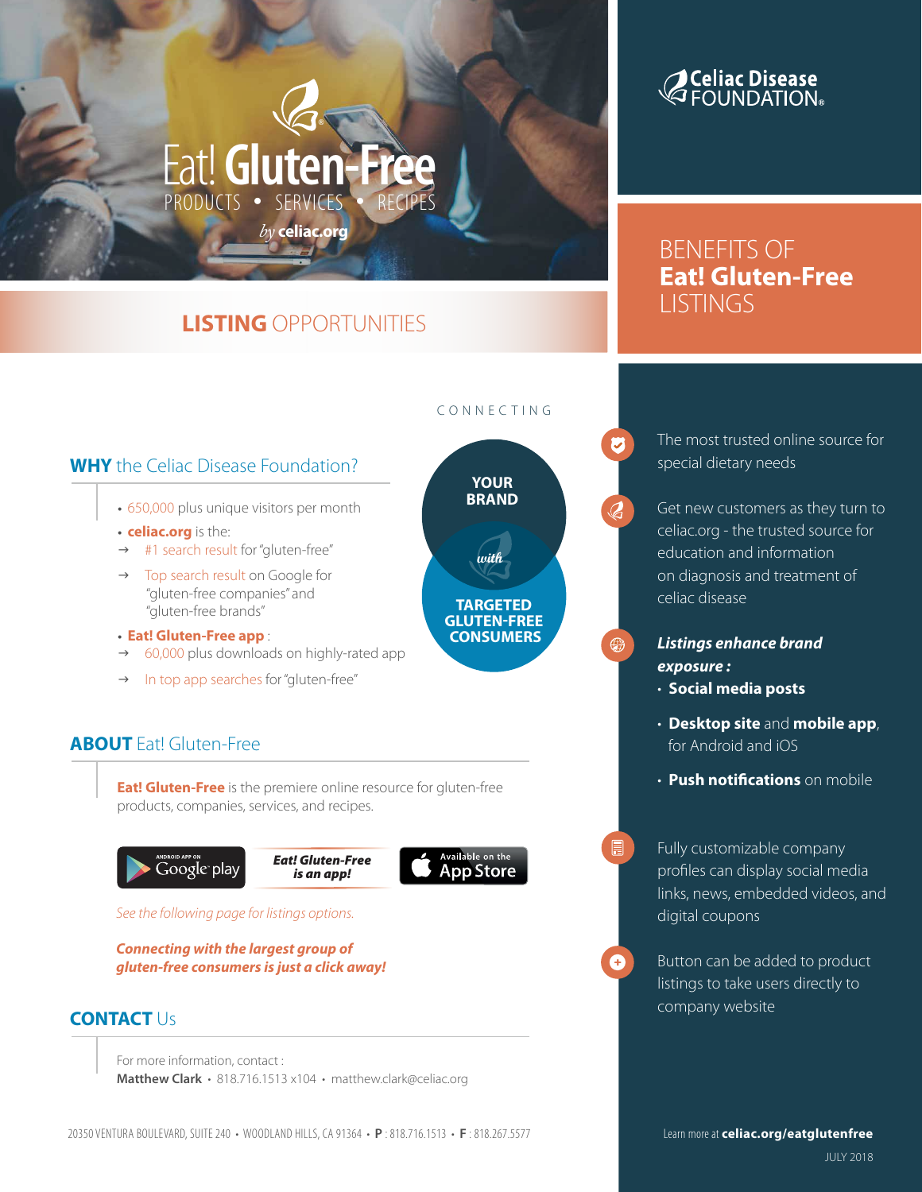# Eat! Gluten-Free

PRODUCTS • SERVICES • RECIPES

*by* **celiac.org**

## LISTING OPPORTUNITIES

CONNECTING

**YOUR BRAND**

*with*

**TARGETED GLUTEN-FREE CONSUMERS**

## WHY the Celiac Disease Foundation?

- 650,000 plus unique visitors per month
- **celiac.org** is the:
  - → #1 search result for "gluten-free"
  - → Top search result on Google for "gluten-free companies" and "gluten-free brands"
- **Eat! Gluten-Free app** :
  - → 60,000 plus downloads on highly-rated app
  - → In top app searches for "gluten-free"

## ABOUT Eat! Gluten-Free

**Eat! Gluten-Free** is the premiere online resource for gluten-free products, companies, services, and recipes.

ANDROID APP ON Google play | ***Eat! Gluten-Free is an app!*** | Available on the App Store

*See the following page for listings options.*

***Connecting with the largest group of gluten-free consumers is just a click away!***

## CONTACT Us

For more information, contact :
**Matthew Clark** • 818.716.1513 x104 • matthew.clark@celiac.org

20350 VENTURA BOULEVARD, SUITE 240 • WOODLAND HILLS, CA 91364 • **P** : 818.716.1513 • **F** : 818.267.5577

**Celiac Disease FOUNDATION®**

## BENEFITS OF **Eat! Gluten-Free** LISTINGS

- The most trusted online source for special dietary needs
- Get new customers as they turn to celiac.org - the trusted source for education and information on diagnosis and treatment of celiac disease
- ***Listings enhance brand exposure :***
  - **Social media posts**
  - **Desktop site** and **mobile app**, for Android and iOS
  - **Push notifications** on mobile
- Fully customizable company profiles can display social media links, news, embedded videos, and digital coupons
- Button can be added to product listings to take users directly to company website

Learn more at **celiac.org/eatglutenfree**

JULY 2018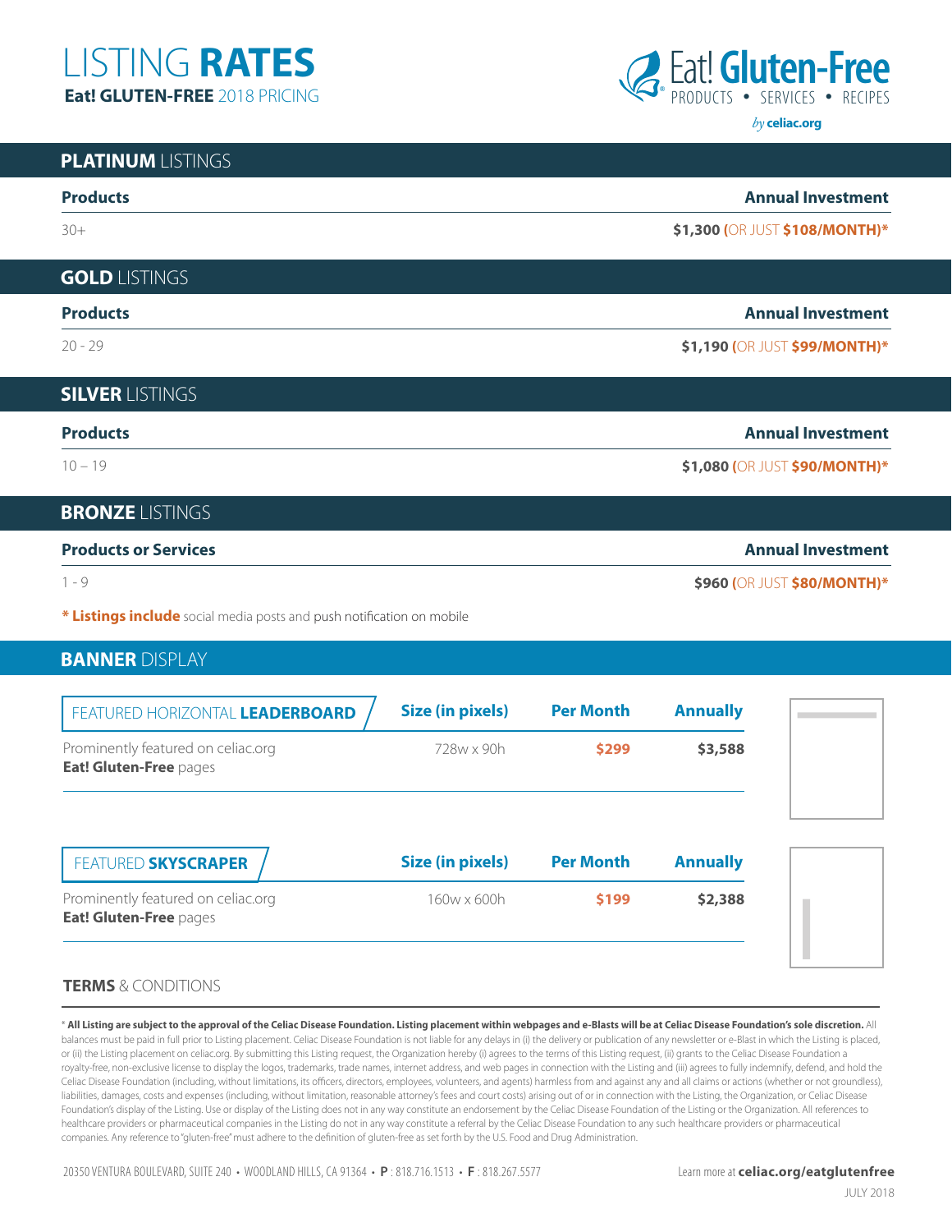# LISTING **RATES**

**Eat! GLUTEN-FREE** 2018 PRICING

Eat! Gluten-Free
PRODUCTS • SERVICES • RECIPES
*by* celiac.org

## **PLATINUM** LISTINGS

| Products | Annual Investment |
|---|---|
| 30+ | **$1,300** (OR JUST **$108/MONTH**)* |

## **GOLD** LISTINGS

| Products | Annual Investment |
|---|---|
| 20 - 29 | **$1,190** (OR JUST **$99/MONTH**)* |

## **SILVER** LISTINGS

| Products | Annual Investment |
|---|---|
| 10 – 19 | **$1,080** (OR JUST **$90/MONTH**)* |

## **BRONZE** LISTINGS

| Products or Services | Annual Investment |
|---|---|
| 1 - 9 | **$960** (OR JUST **$80/MONTH**)* |

**\* Listings include** social media posts and push notification on mobile

## **BANNER** DISPLAY

| FEATURED HORIZONTAL **LEADERBOARD** | Size (in pixels) | Per Month | Annually |
|---|---|---|---|
| Prominently featured on celiac.org **Eat! Gluten-Free** pages | 728w x 90h | **$299** | **$3,588** |

| FEATURED **SKYSCRAPER** | Size (in pixels) | Per Month | Annually |
|---|---|---|---|
| Prominently featured on celiac.org **Eat! Gluten-Free** pages | 160w x 600h | **$199** | **$2,388** |

### **TERMS** & CONDITIONS

\* **All Listing are subject to the approval of the Celiac Disease Foundation. Listing placement within webpages and e-Blasts will be at Celiac Disease Foundation's sole discretion.** All balances must be paid in full prior to Listing placement. Celiac Disease Foundation is not liable for any delays in (i) the delivery or publication of any newsletter or e-Blast in which the Listing is placed, or (ii) the Listing placement on celiac.org. By submitting this Listing request, the Organization hereby (i) agrees to the terms of this Listing request, (ii) grants to the Celiac Disease Foundation a royalty-free, non-exclusive license to display the logos, trademarks, trade names, internet address, and web pages in connection with the Listing and (iii) agrees to fully indemnify, defend, and hold the Celiac Disease Foundation (including, without limitations, its officers, directors, employees, volunteers, and agents) harmless from and against any and all claims or actions (whether or not groundless), liabilities, damages, costs and expenses (including, without limitation, reasonable attorney's fees and court costs) arising out of or in connection with the Listing, the Organization, or Celiac Disease Foundation's display of the Listing. Use or display of the Listing does not in any way constitute an endorsement by the Celiac Disease Foundation of the Listing or the Organization. All references to healthcare providers or pharmaceutical companies in the Listing do not in any way constitute a referral by the Celiac Disease Foundation to any such healthcare providers or pharmaceutical companies. Any reference to "gluten-free" must adhere to the definition of gluten-free as set forth by the U.S. Food and Drug Administration.

20350 VENTURA BOULEVARD, SUITE 240 • WOODLAND HILLS, CA 91364 • **P** : 818.716.1513 • **F** : 818.267.5577

Learn more at **celiac.org/eatglutenfree**

JULY 2018